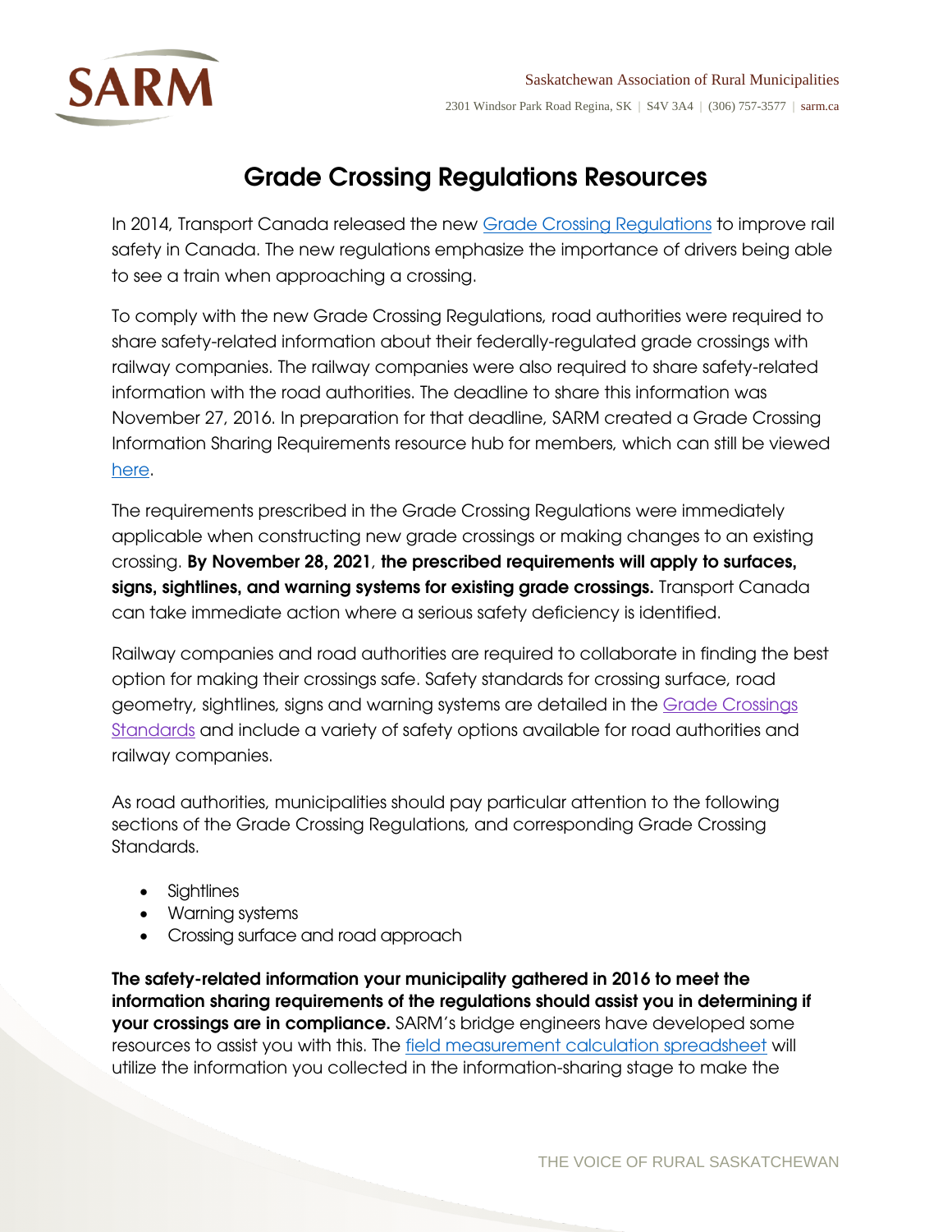Saskatchewan Association of Rural Municipalities

2301 Windsor Park Road Regina, SK | S4V 3A4 | (306) 757-3577 | sarm.ca

# Grade Crossing Regulations Resources

In 2014, Transport Canada released the new Grade Crossing Regulations to improve rail safety in Canada. The new regulations emphasize the importance of drivers being able to see a train when approaching a crossing.

To comply with the new Grade Crossing Regulations, road authorities were required to share safety-related information about their federally-regulated grade crossings with railway companies. The railway companies were also required to share safety-related information with the road authorities. The deadline to share this information was November 27, 2016. In preparation for that deadline, SARM created a Grade Crossing Information Sharing Requirements resource hub for members, which can still be viewed here.

The requirements prescribed in the Grade Crossing Regulations were immediately applicable when constructing new grade crossings or making changes to an existing crossing. **By November 28, 2021, the prescribed requirements will apply to surfaces, signs, sightlines, and warning systems for existing grade crossings.** Transport Canada can take immediate action where a serious safety deficiency is identified.

Railway companies and road authorities are required to collaborate in finding the best option for making their crossings safe. Safety standards for crossing surface, road geometry, sightlines, signs and warning systems are detailed in the Grade Crossings Standards and include a variety of safety options available for road authorities and railway companies.

As road authorities, municipalities should pay particular attention to the following sections of the Grade Crossing Regulations, and corresponding Grade Crossing Standards.

- Sightlines
- Warning systems
- Crossing surface and road approach

**The safety-related information your municipality gathered in 2016 to meet the information sharing requirements of the regulations should assist you in determining if your crossings are in compliance.** SARM's bridge engineers have developed some resources to assist you with this. The field measurement calculation spreadsheet will utilize the information you collected in the information-sharing stage to make the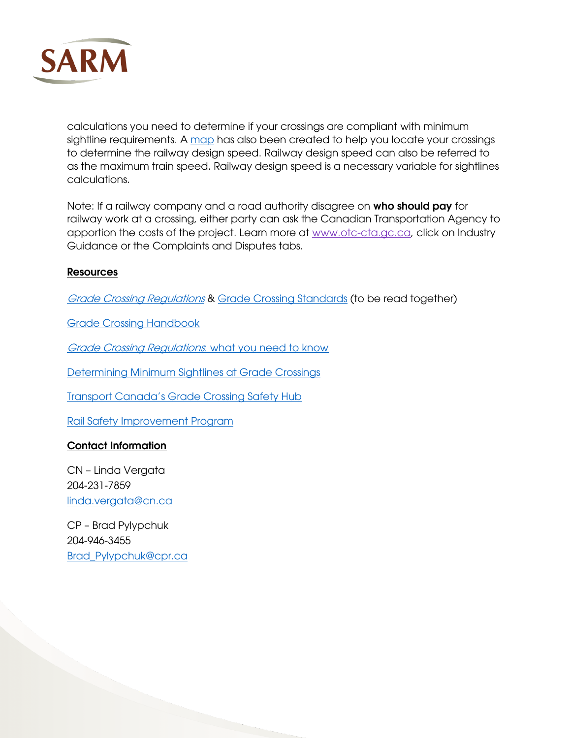calculations you need to determine if your crossings are compliant with minimum sightline requirements. A map has also been created to help you locate your crossings to determine the railway design speed. Railway design speed can also be referred to as the maximum train speed. Railway design speed is a necessary variable for sightlines calculations.

Note: If a railway company and a road authority disagree on **who should pay** for railway work at a crossing, either party can ask the Canadian Transportation Agency to apportion the costs of the project. Learn more at www.otc-cta.gc.ca, click on Industry Guidance or the Complaints and Disputes tabs.

**Resources**

*Grade Crossing Regulations* & Grade Crossing Standards (to be read together)

Grade Crossing Handbook

*Grade Crossing Regulations*: what you need to know

Determining Minimum Sightlines at Grade Crossings

Transport Canada's Grade Crossing Safety Hub

Rail Safety Improvement Program

**Contact Information**

CN – Linda Vergata
204-231-7859
linda.vergata@cn.ca

CP – Brad Pylypchuk
204-946-3455
Brad_Pylypchuk@cpr.ca